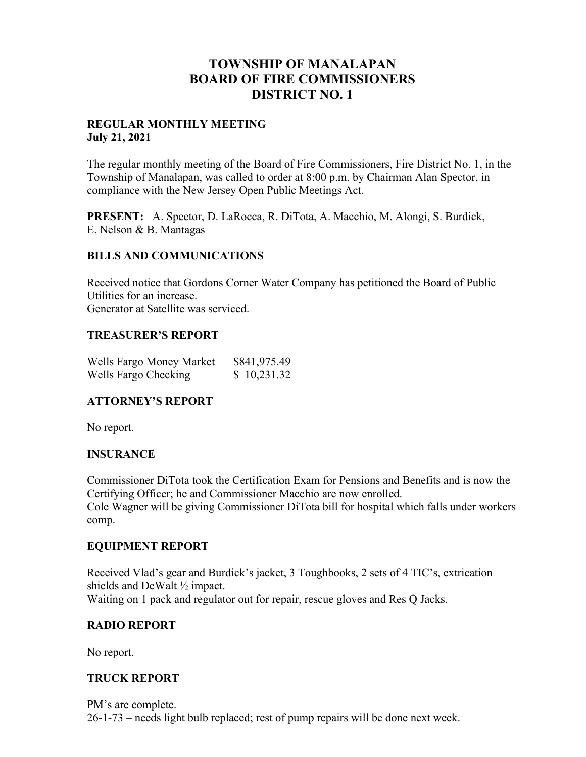# TOWNSHIP OF MANALAPAN
# BOARD OF FIRE COMMISSIONERS
# DISTRICT NO. 1

**REGULAR MONTHLY MEETING**
**July 21, 2021**

The regular monthly meeting of the Board of Fire Commissioners, Fire District No. 1, in the Township of Manalapan, was called to order at 8:00 p.m. by Chairman Alan Spector, in compliance with the New Jersey Open Public Meetings Act.

**PRESENT:** A. Spector, D. LaRocca, R. DiTota, A. Macchio, M. Alongi, S. Burdick, E. Nelson & B. Mantagas

## BILLS AND COMMUNICATIONS

Received notice that Gordons Corner Water Company has petitioned the Board of Public Utilities for an increase.
Generator at Satellite was serviced.

## TREASURER'S REPORT

| | |
|---|---|
| Wells Fargo Money Market | $841,975.49 |
| Wells Fargo Checking | $ 10,231.32 |

## ATTORNEY'S REPORT

No report.

## INSURANCE

Commissioner DiTota took the Certification Exam for Pensions and Benefits and is now the Certifying Officer; he and Commissioner Macchio are now enrolled.
Cole Wagner will be giving Commissioner DiTota bill for hospital which falls under workers comp.

## EQUIPMENT REPORT

Received Vlad's gear and Burdick's jacket, 3 Toughbooks, 2 sets of 4 TIC's, extrication shields and DeWalt ½ impact.
Waiting on 1 pack and regulator out for repair, rescue gloves and Res Q Jacks.

## RADIO REPORT

No report.

## TRUCK REPORT

PM's are complete.
26-1-73 – needs light bulb replaced; rest of pump repairs will be done next week.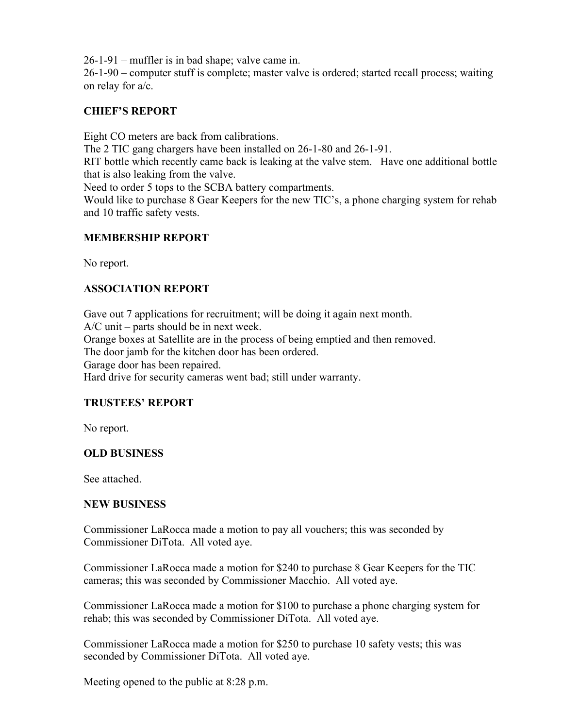26-1-91 – muffler is in bad shape; valve came in.
26-1-90 – computer stuff is complete; master valve is ordered; started recall process; waiting on relay for a/c.

**CHIEF'S REPORT**

Eight CO meters are back from calibrations.
The 2 TIC gang chargers have been installed on 26-1-80 and 26-1-91.
RIT bottle which recently came back is leaking at the valve stem. Have one additional bottle that is also leaking from the valve.
Need to order 5 tops to the SCBA battery compartments.
Would like to purchase 8 Gear Keepers for the new TIC's, a phone charging system for rehab and 10 traffic safety vests.

**MEMBERSHIP REPORT**

No report.

**ASSOCIATION REPORT**

Gave out 7 applications for recruitment; will be doing it again next month.
A/C unit – parts should be in next week.
Orange boxes at Satellite are in the process of being emptied and then removed.
The door jamb for the kitchen door has been ordered.
Garage door has been repaired.
Hard drive for security cameras went bad; still under warranty.

**TRUSTEES' REPORT**

No report.

**OLD BUSINESS**

See attached.

**NEW BUSINESS**

Commissioner LaRocca made a motion to pay all vouchers; this was seconded by Commissioner DiTota. All voted aye.

Commissioner LaRocca made a motion for $240 to purchase 8 Gear Keepers for the TIC cameras; this was seconded by Commissioner Macchio. All voted aye.

Commissioner LaRocca made a motion for $100 to purchase a phone charging system for rehab; this was seconded by Commissioner DiTota. All voted aye.

Commissioner LaRocca made a motion for $250 to purchase 10 safety vests; this was seconded by Commissioner DiTota. All voted aye.

Meeting opened to the public at 8:28 p.m.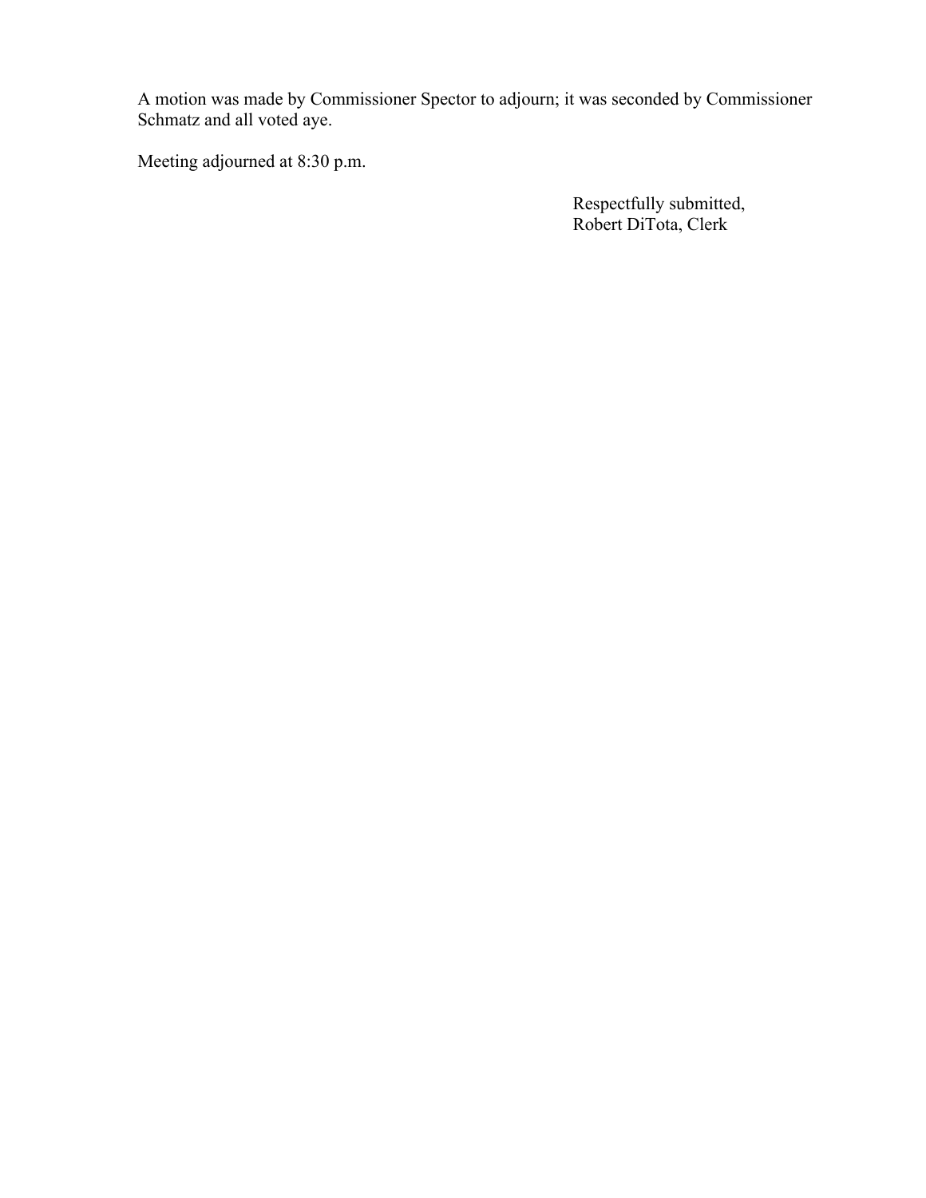A motion was made by Commissioner Spector to adjourn; it was seconded by Commissioner Schmatz and all voted aye.

Meeting adjourned at 8:30 p.m.

Respectfully submitted,
Robert DiTota, Clerk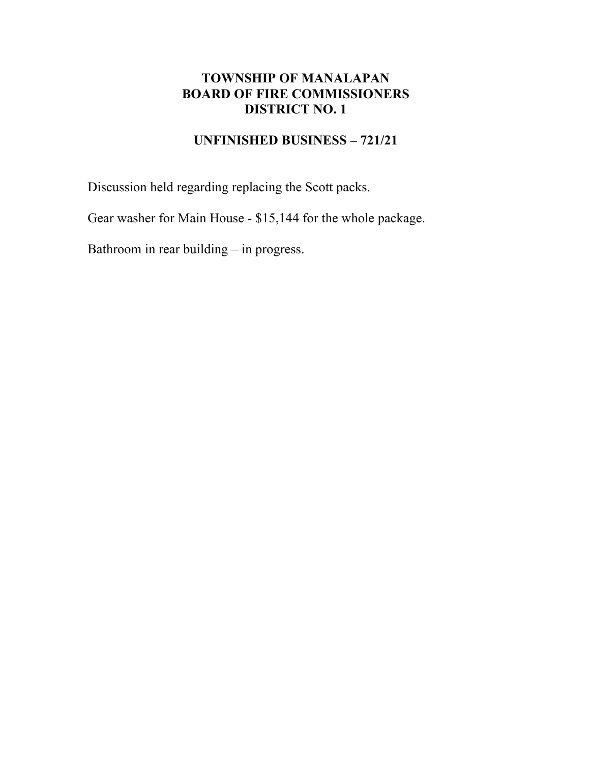# TOWNSHIP OF MANALAPAN
# BOARD OF FIRE COMMISSIONERS
# DISTRICT NO. 1

## UNFINISHED BUSINESS – 721/21

Discussion held regarding replacing the Scott packs.

Gear washer for Main House - $15,144 for the whole package.

Bathroom in rear building – in progress.